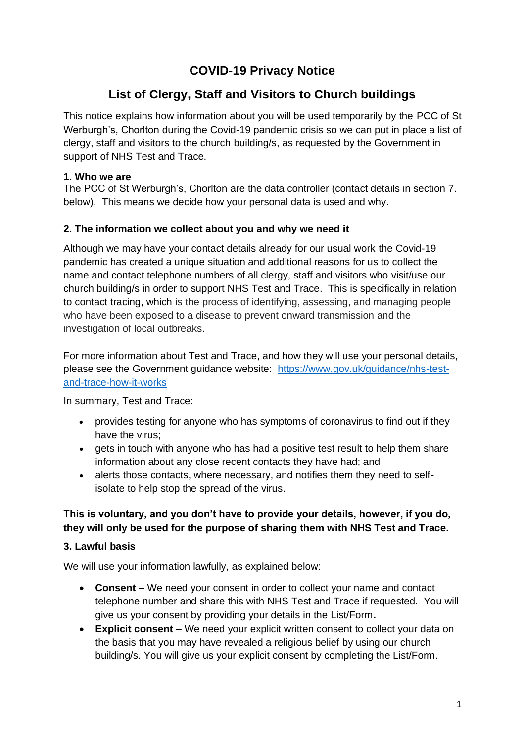# COVID-19 Privacy Notice

## List of Clergy, Staff and Visitors to Church buildings

This notice explains how information about you will be used temporarily by the PCC of St Werburgh's, Chorlton during the Covid-19 pandemic crisis so we can put in place a list of clergy, staff and visitors to the church building/s, as requested by the Government in support of NHS Test and Trace.

### 1. Who we are

The PCC of St Werburgh's, Chorlton are the data controller (contact details in section 7. below). This means we decide how your personal data is used and why.

### 2. The information we collect about you and why we need it

Although we may have your contact details already for our usual work the Covid-19 pandemic has created a unique situation and additional reasons for us to collect the name and contact telephone numbers of all clergy, staff and visitors who visit/use our church building/s in order to support NHS Test and Trace. This is specifically in relation to contact tracing, which is the process of identifying, assessing, and managing people who have been exposed to a disease to prevent onward transmission and the investigation of local outbreaks.

For more information about Test and Trace, and how they will use your personal details, please see the Government guidance website: [https://www.gov.uk/guidance/nhs-test-and-trace-how-it-works](https://www.gov.uk/guidance/nhs-test-and-trace-how-it-works)

In summary, Test and Trace:

- provides testing for anyone who has symptoms of coronavirus to find out if they have the virus;
- gets in touch with anyone who has had a positive test result to help them share information about any close recent contacts they have had; and
- alerts those contacts, where necessary, and notifies them they need to self-isolate to help stop the spread of the virus.

**This is voluntary, and you don't have to provide your details, however, if you do, they will only be used for the purpose of sharing them with NHS Test and Trace.**

### 3. Lawful basis

We will use your information lawfully, as explained below:

- **Consent** – We need your consent in order to collect your name and contact telephone number and share this with NHS Test and Trace if requested. You will give us your consent by providing your details in the List/Form**.**
- **Explicit consent** – We need your explicit written consent to collect your data on the basis that you may have revealed a religious belief by using our church building/s. You will give us your explicit consent by completing the List/Form.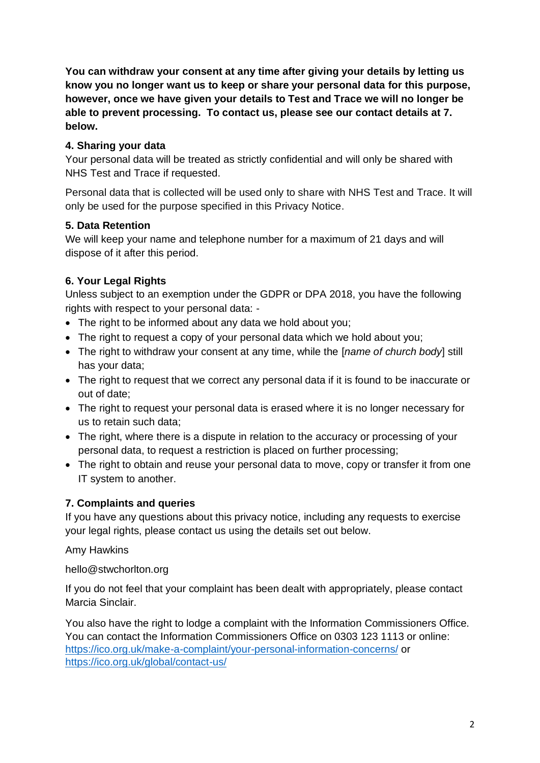**You can withdraw your consent at any time after giving your details by letting us know you no longer want us to keep or share your personal data for this purpose, however, once we have given your details to Test and Trace we will no longer be able to prevent processing. To contact us, please see our contact details at 7. below.**

### 4. Sharing your data

Your personal data will be treated as strictly confidential and will only be shared with NHS Test and Trace if requested.

Personal data that is collected will be used only to share with NHS Test and Trace. It will only be used for the purpose specified in this Privacy Notice.

### 5. Data Retention

We will keep your name and telephone number for a maximum of 21 days and will dispose of it after this period.

### 6. Your Legal Rights

Unless subject to an exemption under the GDPR or DPA 2018, you have the following rights with respect to your personal data: -

- The right to be informed about any data we hold about you;
- The right to request a copy of your personal data which we hold about you;
- The right to withdraw your consent at any time, while the [*name of church body*] still has your data;
- The right to request that we correct any personal data if it is found to be inaccurate or out of date;
- The right to request your personal data is erased where it is no longer necessary for us to retain such data;
- The right, where there is a dispute in relation to the accuracy or processing of your personal data, to request a restriction is placed on further processing;
- The right to obtain and reuse your personal data to move, copy or transfer it from one IT system to another.

### 7. Complaints and queries

If you have any questions about this privacy notice, including any requests to exercise your legal rights, please contact us using the details set out below.

Amy Hawkins

hello@stwchorlton.org

If you do not feel that your complaint has been dealt with appropriately, please contact Marcia Sinclair.

You also have the right to lodge a complaint with the Information Commissioners Office. You can contact the Information Commissioners Office on 0303 123 1113 or online: https://ico.org.uk/make-a-complaint/your-personal-information-concerns/ or https://ico.org.uk/global/contact-us/